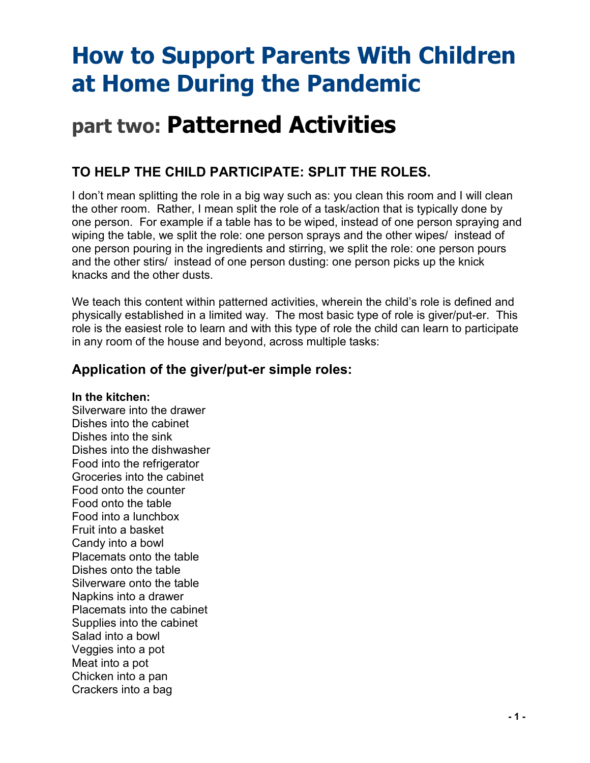# How to Support Parents With Children at Home During the Pandemic

## part two: Patterned Activities

### TO HELP THE CHILD PARTICIPATE: SPLIT THE ROLES.

I don't mean splitting the role in a big way such as: you clean this room and I will clean the other room. Rather, I mean split the role of a task/action that is typically done by one person. For example if a table has to be wiped, instead of one person spraying and wiping the table, we split the role: one person sprays and the other wipes/ instead of one person pouring in the ingredients and stirring, we split the role: one person pours and the other stirs/ instead of one person dusting: one person picks up the knick knacks and the other dusts.

We teach this content within patterned activities, wherein the child's role is defined and physically established in a limited way. The most basic type of role is giver/put-er. This role is the easiest role to learn and with this type of role the child can learn to participate in any room of the house and beyond, across multiple tasks:

### Application of the giver/put-er simple roles:

**In the kitchen:**
Silverware into the drawer
Dishes into the cabinet
Dishes into the sink
Dishes into the dishwasher
Food into the refrigerator
Groceries into the cabinet
Food onto the counter
Food onto the table
Food into a lunchbox
Fruit into a basket
Candy into a bowl
Placemats onto the table
Dishes onto the table
Silverware onto the table
Napkins into a drawer
Placemats into the cabinet
Supplies into the cabinet
Salad into a bowl
Veggies into a pot
Meat into a pot
Chicken into a pan
Crackers into a bag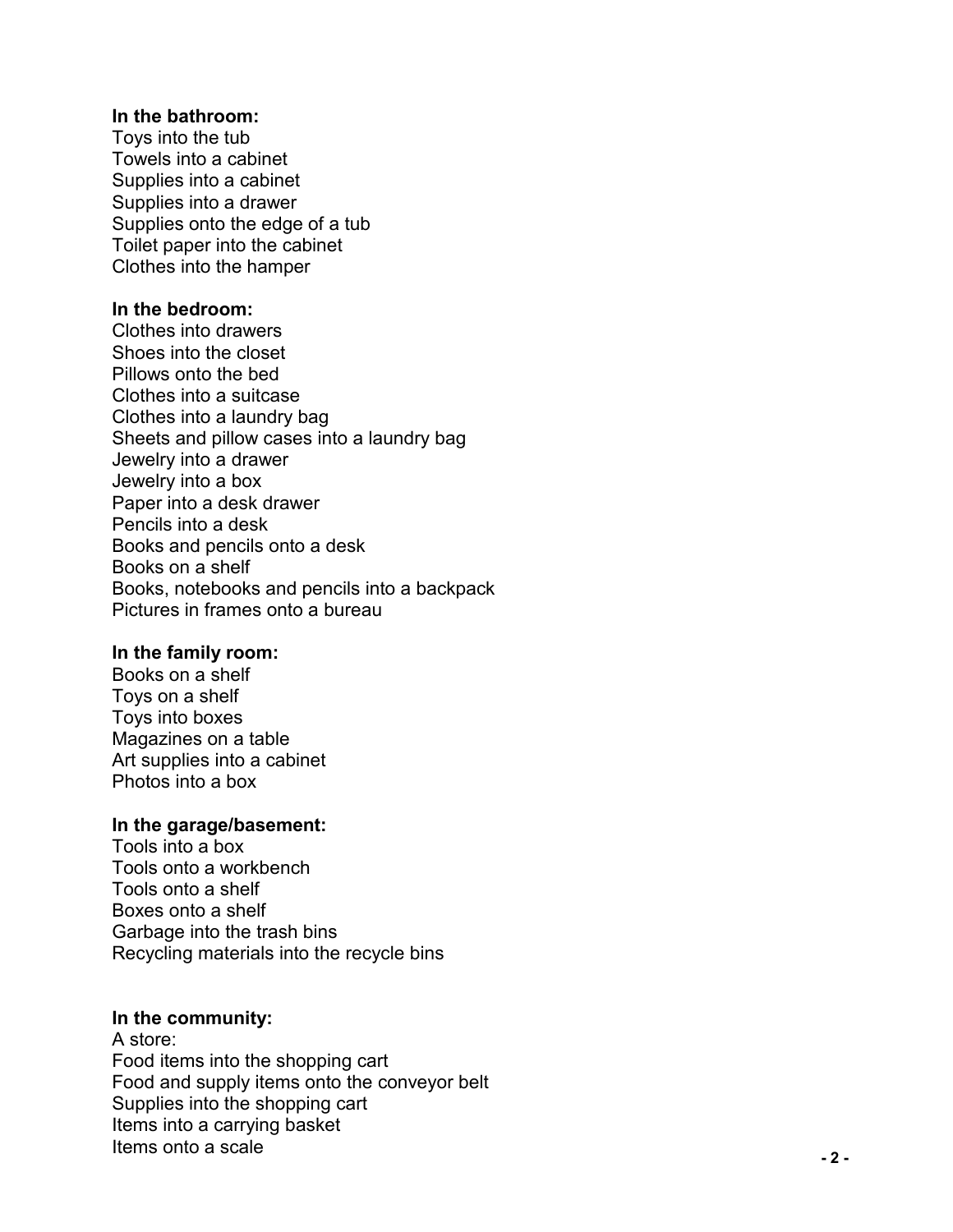**In the bathroom:**
Toys into the tub
Towels into a cabinet
Supplies into a cabinet
Supplies into a drawer
Supplies onto the edge of a tub
Toilet paper into the cabinet
Clothes into the hamper

**In the bedroom:**
Clothes into drawers
Shoes into the closet
Pillows onto the bed
Clothes into a suitcase
Clothes into a laundry bag
Sheets and pillow cases into a laundry bag
Jewelry into a drawer
Jewelry into a box
Paper into a desk drawer
Pencils into a desk
Books and pencils onto a desk
Books on a shelf
Books, notebooks and pencils into a backpack
Pictures in frames onto a bureau

**In the family room:**
Books on a shelf
Toys on a shelf
Toys into boxes
Magazines on a table
Art supplies into a cabinet
Photos into a box

**In the garage/basement:**
Tools into a box
Tools onto a workbench
Tools onto a shelf
Boxes onto a shelf
Garbage into the trash bins
Recycling materials into the recycle bins

**In the community:**
A store:
Food items into the shopping cart
Food and supply items onto the conveyor belt
Supplies into the shopping cart
Items into a carrying basket
Items onto a scale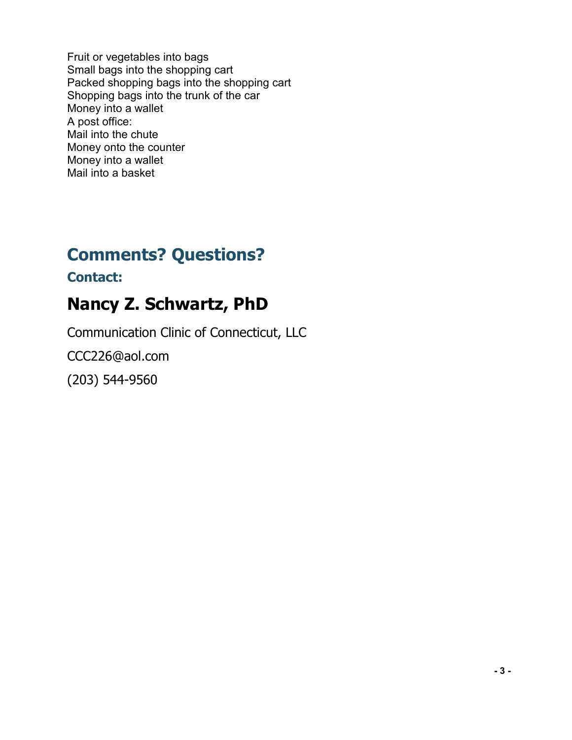Fruit or vegetables into bags
Small bags into the shopping cart
Packed shopping bags into the shopping cart
Shopping bags into the trunk of the car
Money into a wallet
A post office:
Mail into the chute
Money onto the counter
Money into a wallet
Mail into a basket

## Comments? Questions?

### Contact:

# Nancy Z. Schwartz, PhD

Communication Clinic of Connecticut, LLC

CCC226@aol.com

(203) 544-9560